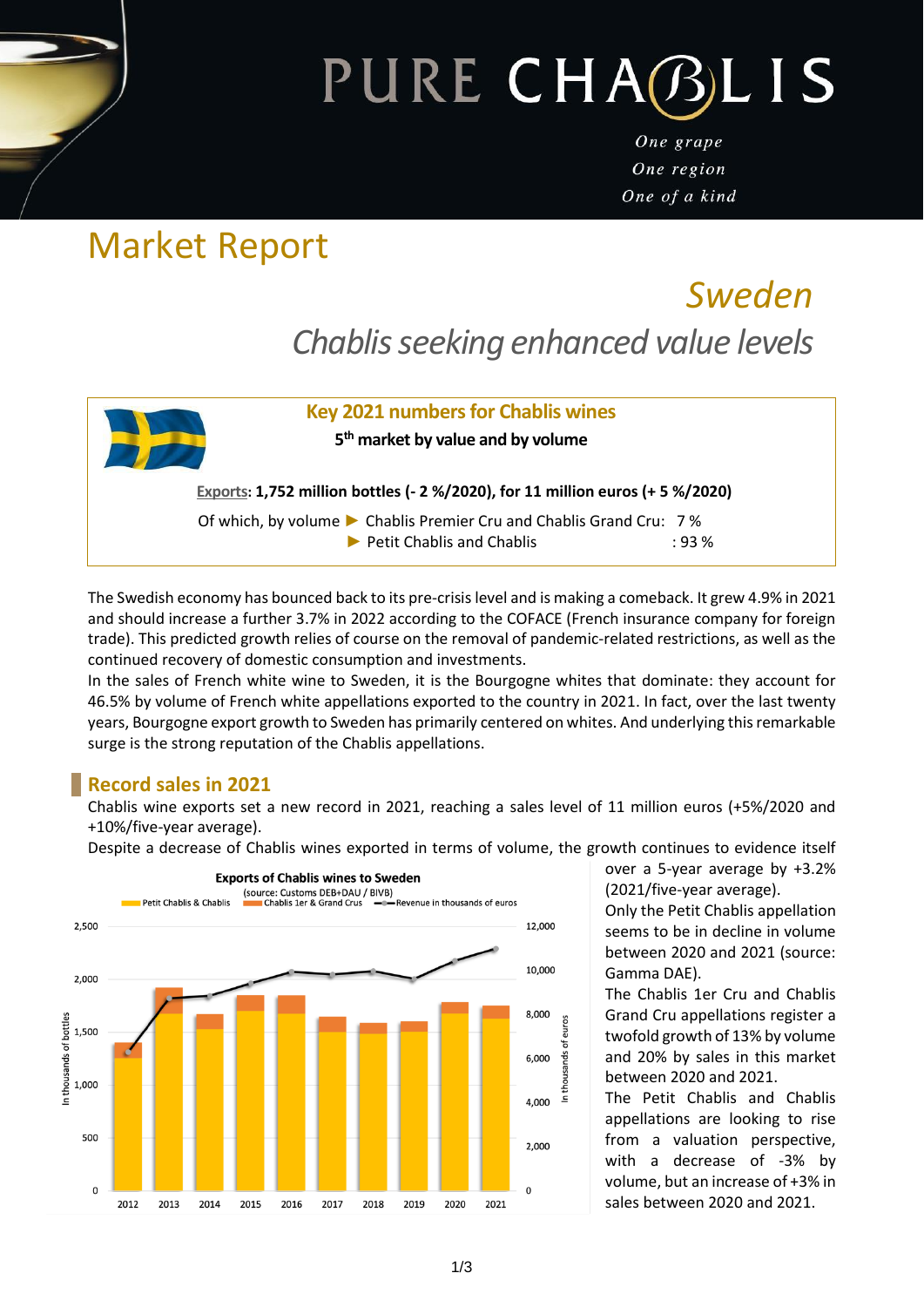# PURE CHABLIS

*One grape*
*One region*
*One of a kind*

# Market Report

## *Sweden*

## *Chablis seeking enhanced value levels*

### Key 2021 numbers for Chablis wines

**5th market by value and by volume**

**Exports: 1,752 million bottles (- 2 %/2020), for 11 million euros (+ 5 %/2020)**

Of which, by volume ► Chablis Premier Cru and Chablis Grand Cru: 7 %
► Petit Chablis and Chablis : 93 %

The Swedish economy has bounced back to its pre-crisis level and is making a comeback. It grew 4.9% in 2021 and should increase a further 3.7% in 2022 according to the COFACE (French insurance company for foreign trade). This predicted growth relies of course on the removal of pandemic-related restrictions, as well as the continued recovery of domestic consumption and investments.

In the sales of French white wine to Sweden, it is the Bourgogne whites that dominate: they account for 46.5% by volume of French white appellations exported to the country in 2021. In fact, over the last twenty years, Bourgogne export growth to Sweden has primarily centered on whites. And underlying this remarkable surge is the strong reputation of the Chablis appellations.

## Record sales in 2021

Chablis wine exports set a new record in 2021, reaching a sales level of 11 million euros (+5%/2020 and +10%/five-year average).

Despite a decrease of Chablis wines exported in terms of volume, the growth continues to evidence itself over a 5-year average by +3.2% (2021/five-year average).

**Exports of Chablis wines to Sweden**
(source: Customs DEB+DAU / BIVB)

Legend: Petit Chablis & Chablis; Chablis 1er & Grand Crus; Revenue in thousands of euros

Left axis: In thousands of bottles (0 – 2,500); Right axis: In thousands of euros (0 – 12,000); Years: 2012 – 2021

Only the Petit Chablis appellation seems to be in decline in volume between 2020 and 2021 (source: Gamma DAE).

The Chablis 1er Cru and Chablis Grand Cru appellations register a twofold growth of 13% by volume and 20% by sales in this market between 2020 and 2021.

The Petit Chablis and Chablis appellations are looking to rise from a valuation perspective, with a decrease of -3% by volume, but an increase of +3% in sales between 2020 and 2021.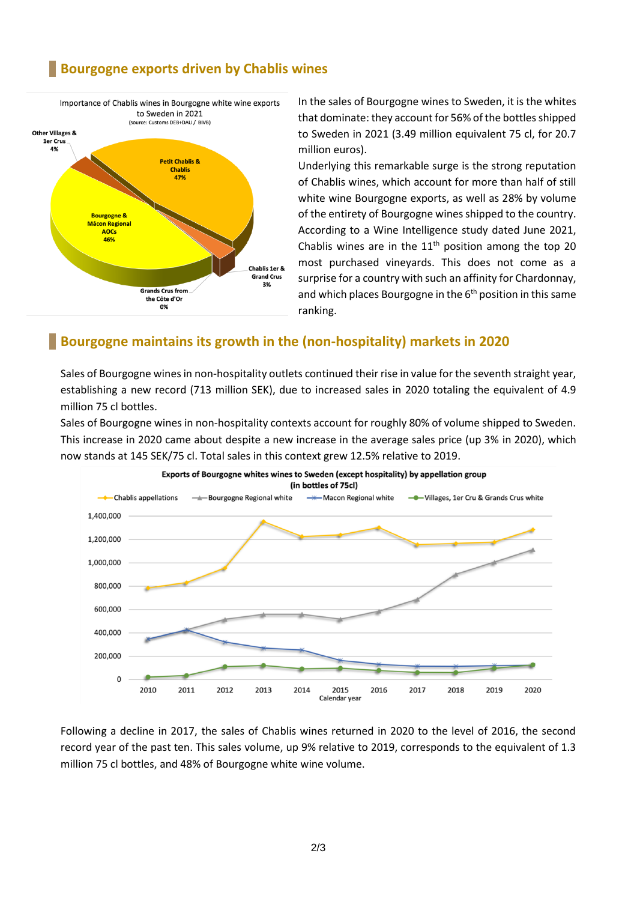## Bourgogne exports driven by Chablis wines

In the sales of Bourgogne wines to Sweden, it is the whites that dominate: they account for 56% of the bottles shipped to Sweden in 2021 (3.49 million equivalent 75 cl, for 20.7 million euros).

Underlying this remarkable surge is the strong reputation of Chablis wines, which account for more than half of still white wine Bourgogne exports, as well as 28% by volume of the entirety of Bourgogne wines shipped to the country. According to a Wine Intelligence study dated June 2021, Chablis wines are in the 11th position among the top 20 most purchased vineyards. This does not come as a surprise for a country with such an affinity for Chardonnay, and which places Bourgogne in the 6th position in this same ranking.

## Bourgogne maintains its growth in the (non-hospitality) markets in 2020

Sales of Bourgogne wines in non-hospitality outlets continued their rise in value for the seventh straight year, establishing a new record (713 million SEK), due to increased sales in 2020 totaling the equivalent of 4.9 million 75 cl bottles.

Sales of Bourgogne wines in non-hospitality contexts account for roughly 80% of volume shipped to Sweden. This increase in 2020 came about despite a new increase in the average sales price (up 3% in 2020), which now stands at 145 SEK/75 cl. Total sales in this context grew 12.5% relative to 2019.

Following a decline in 2017, the sales of Chablis wines returned in 2020 to the level of 2016, the second record year of the past ten. This sales volume, up 9% relative to 2019, corresponds to the equivalent of 1.3 million 75 cl bottles, and 48% of Bourgogne white wine volume.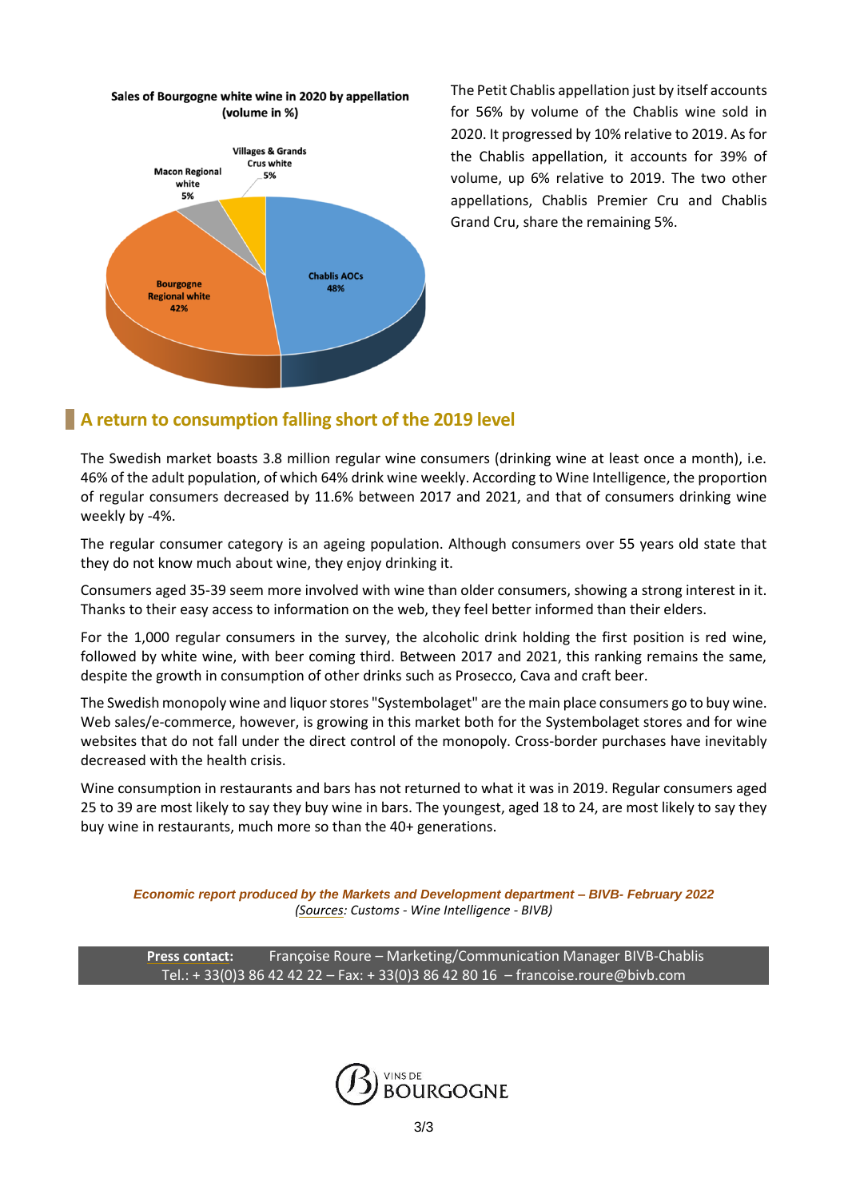**Sales of Bourgogne white wine in 2020 by appellation (volume in %)**

Villages & Grands Crus white 5%

Macon Regional white 5%

Chablis AOCs 48%

Bourgogne Regional white 42%

The Petit Chablis appellation just by itself accounts for 56% by volume of the Chablis wine sold in 2020. It progressed by 10% relative to 2019. As for the Chablis appellation, it accounts for 39% of volume, up 6% relative to 2019. The two other appellations, Chablis Premier Cru and Chablis Grand Cru, share the remaining 5%.

## A return to consumption falling short of the 2019 level

The Swedish market boasts 3.8 million regular wine consumers (drinking wine at least once a month), i.e. 46% of the adult population, of which 64% drink wine weekly. According to Wine Intelligence, the proportion of regular consumers decreased by 11.6% between 2017 and 2021, and that of consumers drinking wine weekly by -4%.

The regular consumer category is an ageing population. Although consumers over 55 years old state that they do not know much about wine, they enjoy drinking it.

Consumers aged 35-39 seem more involved with wine than older consumers, showing a strong interest in it. Thanks to their easy access to information on the web, they feel better informed than their elders.

For the 1,000 regular consumers in the survey, the alcoholic drink holding the first position is red wine, followed by white wine, with beer coming third. Between 2017 and 2021, this ranking remains the same, despite the growth in consumption of other drinks such as Prosecco, Cava and craft beer.

The Swedish monopoly wine and liquor stores "Systembolaget" are the main place consumers go to buy wine. Web sales/e-commerce, however, is growing in this market both for the Systembolaget stores and for wine websites that do not fall under the direct control of the monopoly. Cross-border purchases have inevitably decreased with the health crisis.

Wine consumption in restaurants and bars has not returned to what it was in 2019. Regular consumers aged 25 to 39 are most likely to say they buy wine in bars. The youngest, aged 18 to 24, are most likely to say they buy wine in restaurants, much more so than the 40+ generations.

***Economic report produced by the Markets and Development department – BIVB- February 2022***
*(Sources: Customs - Wine Intelligence - BIVB)*

**Press contact:** Françoise Roure – Marketing/Communication Manager BIVB-Chablis
Tel.: + 33(0)3 86 42 42 22 – Fax: + 33(0)3 86 42 80 16 – francoise.roure@bivb.com

VINS DE BOURGOGNE